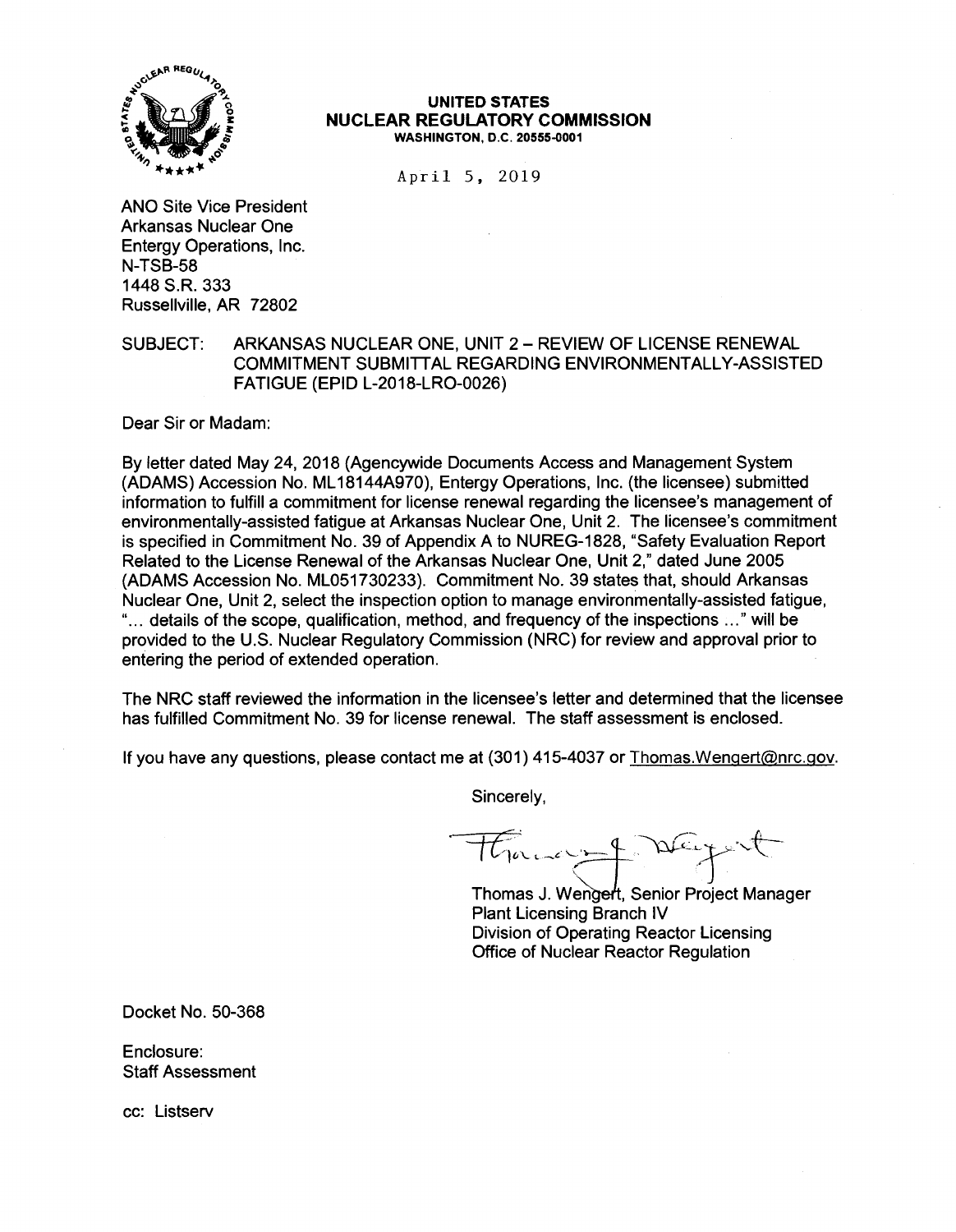**UNITED STATES**
**NUCLEAR REGULATORY COMMISSION**
**WASHINGTON, D.C. 20555-0001**

April 5, 2019

ANO Site Vice President
Arkansas Nuclear One
Entergy Operations, Inc.
N-TSB-58
1448 S.R. 333
Russellville, AR 72802

SUBJECT: ARKANSAS NUCLEAR ONE, UNIT 2 – REVIEW OF LICENSE RENEWAL COMMITMENT SUBMITTAL REGARDING ENVIRONMENTALLY-ASSISTED FATIGUE (EPID L-2018-LRO-0026)

Dear Sir or Madam:

By letter dated May 24, 2018 (Agencywide Documents Access and Management System (ADAMS) Accession No. ML18144A970), Entergy Operations, Inc. (the licensee) submitted information to fulfill a commitment for license renewal regarding the licensee's management of environmentally-assisted fatigue at Arkansas Nuclear One, Unit 2. The licensee's commitment is specified in Commitment No. 39 of Appendix A to NUREG-1828, "Safety Evaluation Report Related to the License Renewal of the Arkansas Nuclear One, Unit 2," dated June 2005 (ADAMS Accession No. ML051730233). Commitment No. 39 states that, should Arkansas Nuclear One, Unit 2, select the inspection option to manage environmentally-assisted fatigue, "... details of the scope, qualification, method, and frequency of the inspections ..." will be provided to the U.S. Nuclear Regulatory Commission (NRC) for review and approval prior to entering the period of extended operation.

The NRC staff reviewed the information in the licensee's letter and determined that the licensee has fulfilled Commitment No. 39 for license renewal. The staff assessment is enclosed.

If you have any questions, please contact me at (301) 415-4037 or Thomas.Wengert@nrc.gov.

Sincerely,

Thomas J. Wengert, Senior Project Manager
Plant Licensing Branch IV
Division of Operating Reactor Licensing
Office of Nuclear Reactor Regulation

Docket No. 50-368

Enclosure:
Staff Assessment

cc: Listserv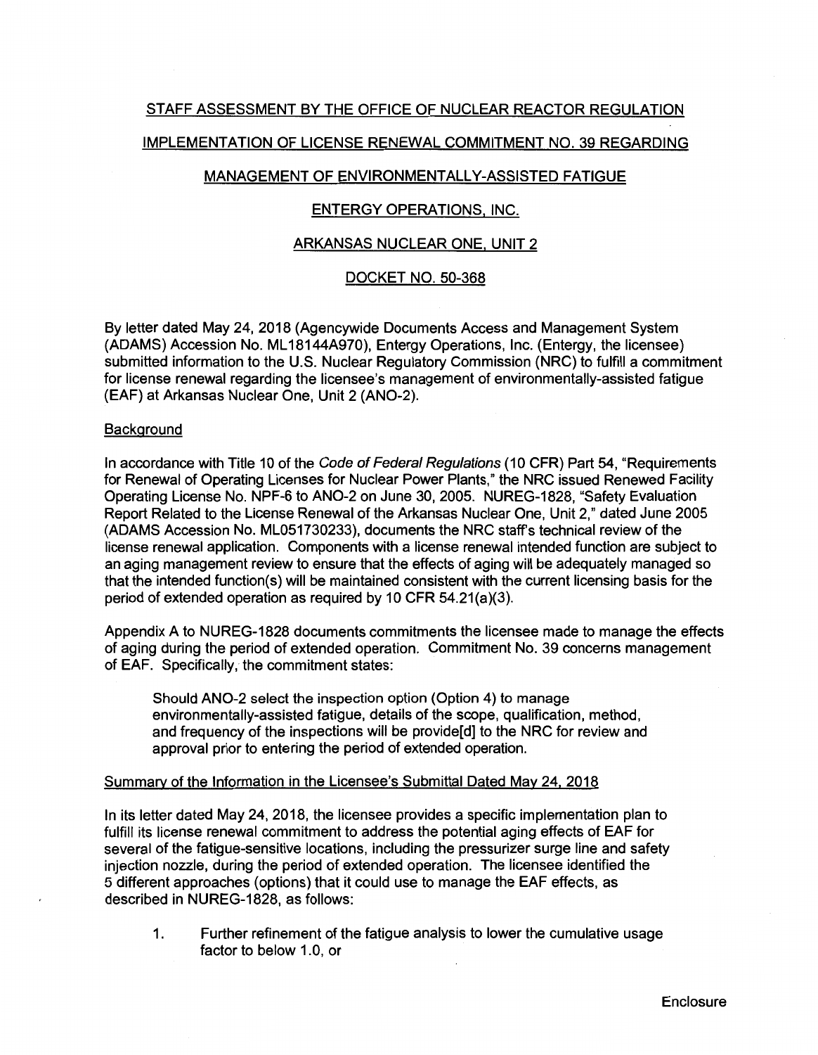STAFF ASSESSMENT BY THE OFFICE OF NUCLEAR REACTOR REGULATION

IMPLEMENTATION OF LICENSE RENEWAL COMMITMENT NO. 39 REGARDING

MANAGEMENT OF ENVIRONMENTALLY-ASSISTED FATIGUE

ENTERGY OPERATIONS, INC.

ARKANSAS NUCLEAR ONE, UNIT 2

DOCKET NO. 50-368

By letter dated May 24, 2018 (Agencywide Documents Access and Management System (ADAMS) Accession No. ML18144A970), Entergy Operations, Inc. (Entergy, the licensee) submitted information to the U.S. Nuclear Regulatory Commission (NRC) to fulfill a commitment for license renewal regarding the licensee's management of environmentally-assisted fatigue (EAF) at Arkansas Nuclear One, Unit 2 (ANO-2).

Background

In accordance with Title 10 of the *Code of Federal Regulations* (10 CFR) Part 54, "Requirements for Renewal of Operating Licenses for Nuclear Power Plants," the NRC issued Renewed Facility Operating License No. NPF-6 to ANO-2 on June 30, 2005. NUREG-1828, "Safety Evaluation Report Related to the License Renewal of the Arkansas Nuclear One, Unit 2," dated June 2005 (ADAMS Accession No. ML051730233), documents the NRC staff's technical review of the license renewal application. Components with a license renewal intended function are subject to an aging management review to ensure that the effects of aging will be adequately managed so that the intended function(s) will be maintained consistent with the current licensing basis for the period of extended operation as required by 10 CFR 54.21(a)(3).

Appendix A to NUREG-1828 documents commitments the licensee made to manage the effects of aging during the period of extended operation. Commitment No. 39 concerns management of EAF. Specifically, the commitment states:

> Should ANO-2 select the inspection option (Option 4) to manage environmentally-assisted fatigue, details of the scope, qualification, method, and frequency of the inspections will be provide[d] to the NRC for review and approval prior to entering the period of extended operation.

Summary of the Information in the Licensee's Submittal Dated May 24, 2018

In its letter dated May 24, 2018, the licensee provides a specific implementation plan to fulfill its license renewal commitment to address the potential aging effects of EAF for several of the fatigue-sensitive locations, including the pressurizer surge line and safety injection nozzle, during the period of extended operation. The licensee identified the 5 different approaches (options) that it could use to manage the EAF effects, as described in NUREG-1828, as follows:

1. Further refinement of the fatigue analysis to lower the cumulative usage factor to below 1.0, or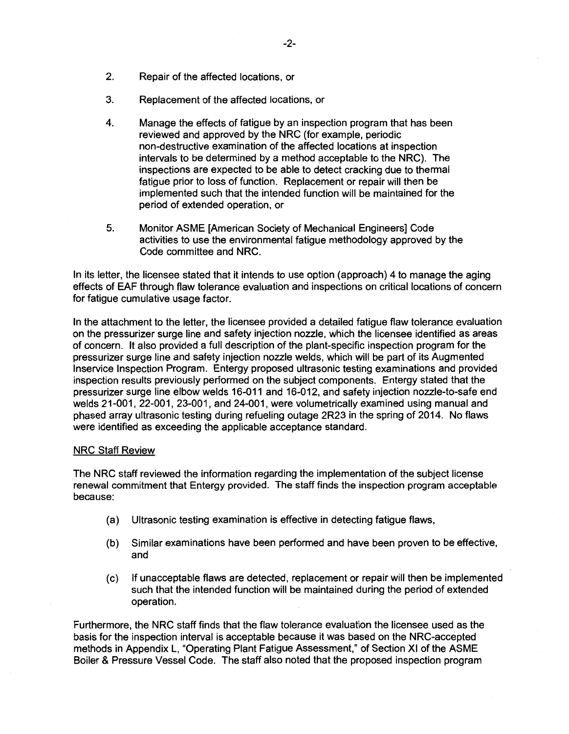2. Repair of the affected locations, or

3. Replacement of the affected locations, or

4. Manage the effects of fatigue by an inspection program that has been reviewed and approved by the NRC (for example, periodic non-destructive examination of the affected locations at inspection intervals to be determined by a method acceptable to the NRC). The inspections are expected to be able to detect cracking due to thermal fatigue prior to loss of function. Replacement or repair will then be implemented such that the intended function will be maintained for the period of extended operation, or

5. Monitor ASME [American Society of Mechanical Engineers] Code activities to use the environmental fatigue methodology approved by the Code committee and NRC.

In its letter, the licensee stated that it intends to use option (approach) 4 to manage the aging effects of EAF through flaw tolerance evaluation and inspections on critical locations of concern for fatigue cumulative usage factor.

In the attachment to the letter, the licensee provided a detailed fatigue flaw tolerance evaluation on the pressurizer surge line and safety injection nozzle, which the licensee identified as areas of concern. It also provided a full description of the plant-specific inspection program for the pressurizer surge line and safety injection nozzle welds, which will be part of its Augmented Inservice Inspection Program. Entergy proposed ultrasonic testing examinations and provided inspection results previously performed on the subject components. Entergy stated that the pressurizer surge line elbow welds 16-011 and 16-012, and safety injection nozzle-to-safe end welds 21-001, 22-001, 23-001, and 24-001, were volumetrically examined using manual and phased array ultrasonic testing during refueling outage 2R23 in the spring of 2014. No flaws were identified as exceeding the applicable acceptance standard.

<u>NRC Staff Review</u>

The NRC staff reviewed the information regarding the implementation of the subject license renewal commitment that Entergy provided. The staff finds the inspection program acceptable because:

(a) Ultrasonic testing examination is effective in detecting fatigue flaws,

(b) Similar examinations have been performed and have been proven to be effective, and

(c) If unacceptable flaws are detected, replacement or repair will then be implemented such that the intended function will be maintained during the period of extended operation.

Furthermore, the NRC staff finds that the flaw tolerance evaluation the licensee used as the basis for the inspection interval is acceptable because it was based on the NRC-accepted methods in Appendix L, "Operating Plant Fatigue Assessment," of Section XI of the ASME Boiler & Pressure Vessel Code. The staff also noted that the proposed inspection program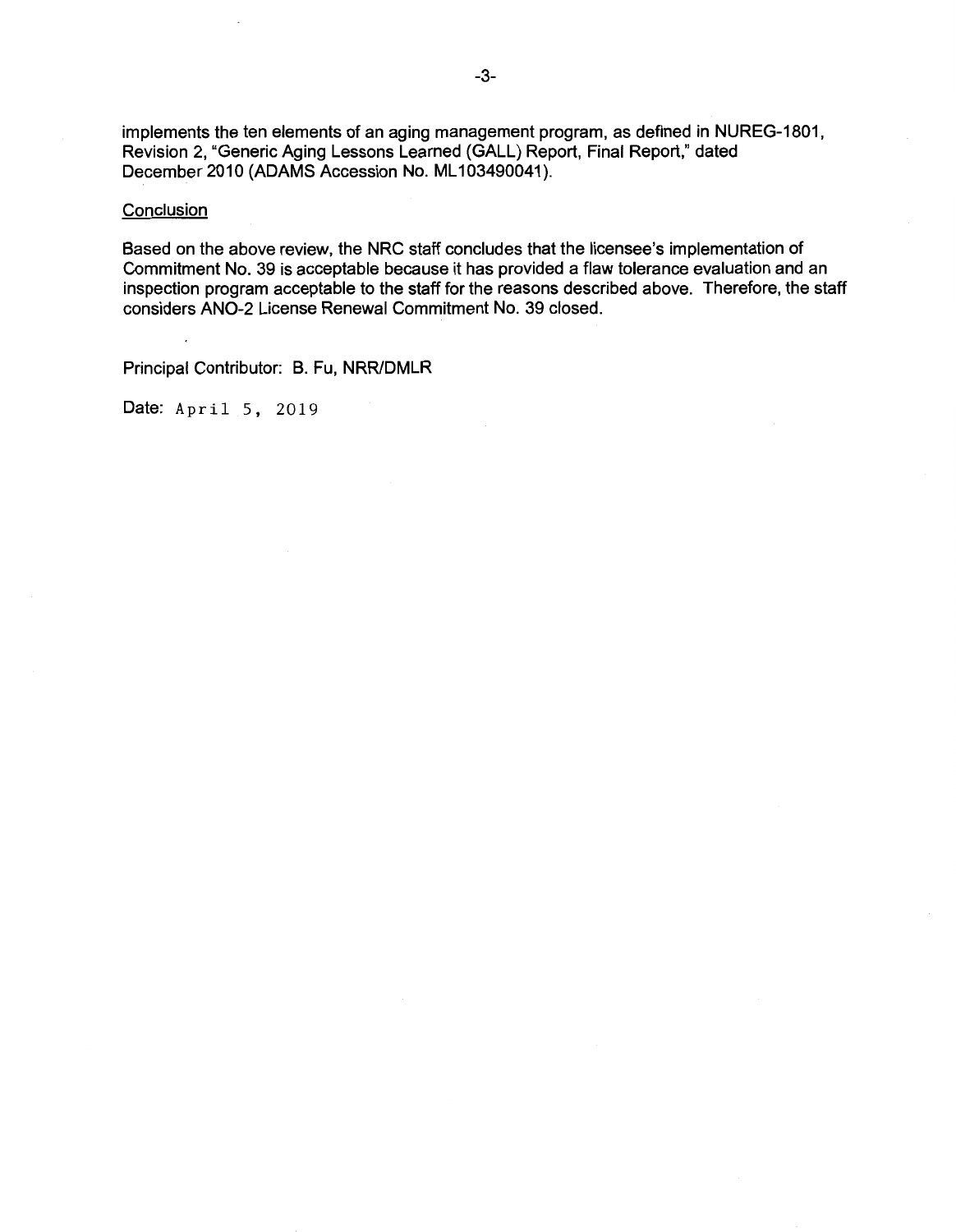implements the ten elements of an aging management program, as defined in NUREG-1801, Revision 2, "Generic Aging Lessons Learned (GALL) Report, Final Report," dated December 2010 (ADAMS Accession No. ML103490041).

Conclusion

Based on the above review, the NRC staff concludes that the licensee's implementation of Commitment No. 39 is acceptable because it has provided a flaw tolerance evaluation and an inspection program acceptable to the staff for the reasons described above. Therefore, the staff considers ANO-2 License Renewal Commitment No. 39 closed.

Principal Contributor: B. Fu, NRR/DMLR

Date: April 5, 2019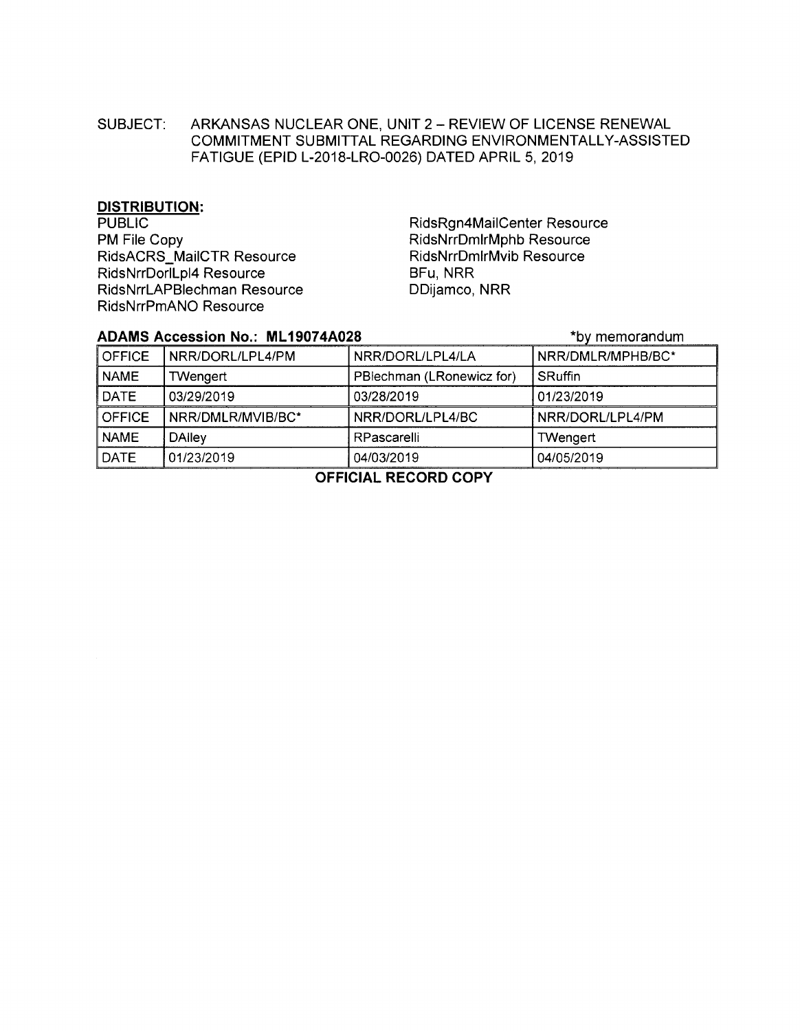SUBJECT: ARKANSAS NUCLEAR ONE, UNIT 2 – REVIEW OF LICENSE RENEWAL COMMITMENT SUBMITTAL REGARDING ENVIRONMENTALLY-ASSISTED FATIGUE (EPID L-2018-LRO-0026) DATED APRIL 5, 2019

**DISTRIBUTION:**

PUBLIC
PM File Copy
RidsACRS_MailCTR Resource
RidsNrrDorlLpl4 Resource
RidsNrrLAPBlechman Resource
RidsNrrPmANO Resource
RidsRgn4MailCenter Resource
RidsNrrDmlrMphb Resource
RidsNrrDmlrMvib Resource
BFu, NRR
DDijamco, NRR

**ADAMS Accession No.: ML19074A028** *by memorandum

| | | | |
|---|---|---|---|
| OFFICE | NRR/DORL/LPL4/PM | NRR/DORL/LPL4/LA | NRR/DMLR/MPHB/BC* |
| NAME | TWengert | PBlechman (LRonewicz for) | SRuffin |
| DATE | 03/29/2019 | 03/28/2019 | 01/23/2019 |
| OFFICE | NRR/DMLR/MVIB/BC* | NRR/DORL/LPL4/BC | NRR/DORL/LPL4/PM |
| NAME | DAlley | RPascarelli | TWengert |
| DATE | 01/23/2019 | 04/03/2019 | 04/05/2019 |

**OFFICIAL RECORD COPY**